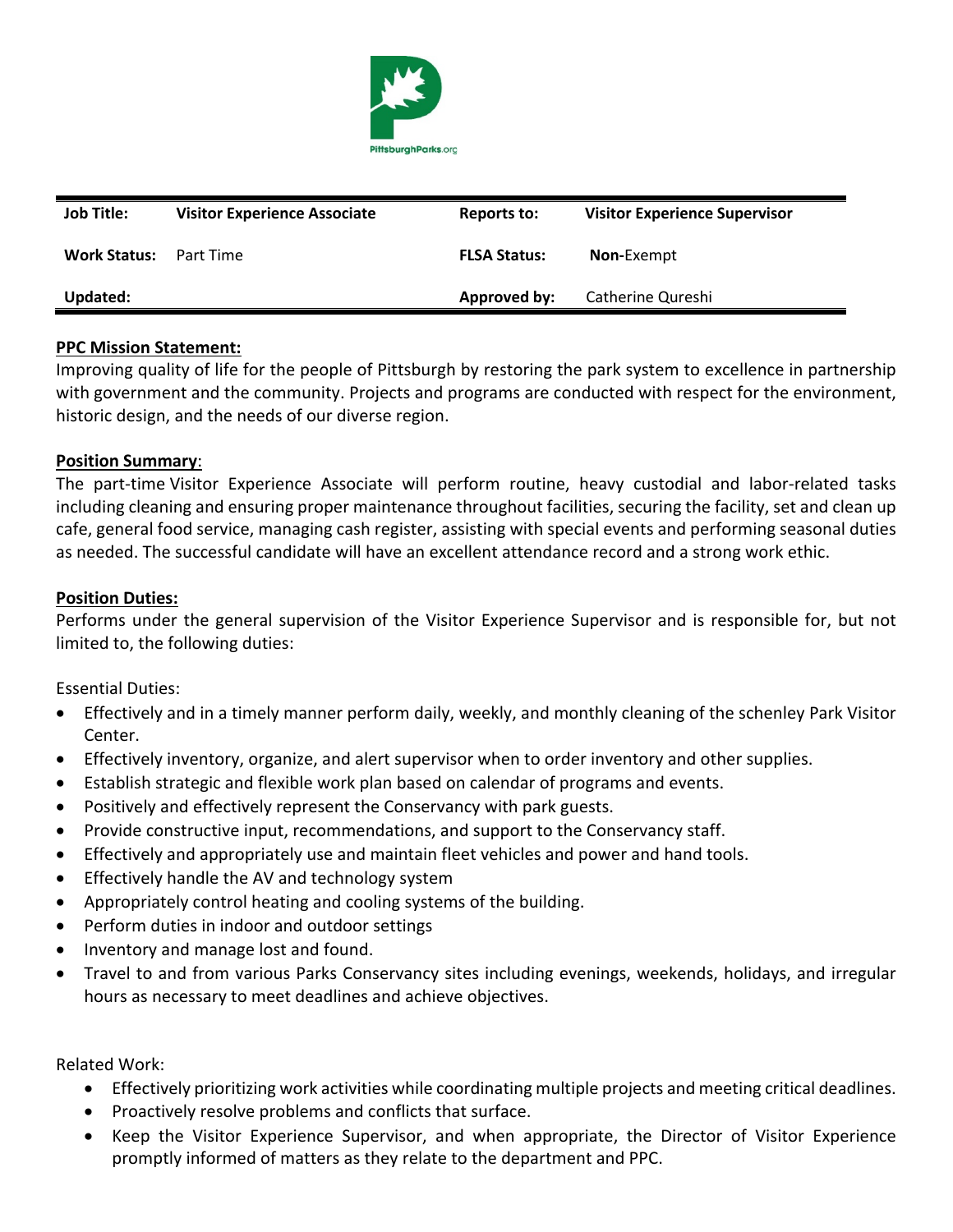PittsburghParks.org

| Job Title: | Visitor Experience Associate | Reports to: | Visitor Experience Supervisor |
| --- | --- | --- | --- |
| Work Status: | Part Time | FLSA Status: | **Non-**Exempt |
| Updated: | | Approved by: | Catherine Qureshi |

**PPC Mission Statement:**

Improving quality of life for the people of Pittsburgh by restoring the park system to excellence in partnership with government and the community. Projects and programs are conducted with respect for the environment, historic design, and the needs of our diverse region.

**Position Summary**:

The part-time Visitor Experience Associate will perform routine, heavy custodial and labor-related tasks including cleaning and ensuring proper maintenance throughout facilities, securing the facility, set and clean up cafe, general food service, managing cash register, assisting with special events and performing seasonal duties as needed. The successful candidate will have an excellent attendance record and a strong work ethic.

**Position Duties:**

Performs under the general supervision of the Visitor Experience Supervisor and is responsible for, but not limited to, the following duties:

Essential Duties:

- Effectively and in a timely manner perform daily, weekly, and monthly cleaning of the schenley Park Visitor Center.
- Effectively inventory, organize, and alert supervisor when to order inventory and other supplies.
- Establish strategic and flexible work plan based on calendar of programs and events.
- Positively and effectively represent the Conservancy with park guests.
- Provide constructive input, recommendations, and support to the Conservancy staff.
- Effectively and appropriately use and maintain fleet vehicles and power and hand tools.
- Effectively handle the AV and technology system
- Appropriately control heating and cooling systems of the building.
- Perform duties in indoor and outdoor settings
- Inventory and manage lost and found.
- Travel to and from various Parks Conservancy sites including evenings, weekends, holidays, and irregular hours as necessary to meet deadlines and achieve objectives.

Related Work:

- Effectively prioritizing work activities while coordinating multiple projects and meeting critical deadlines.
- Proactively resolve problems and conflicts that surface.
- Keep the Visitor Experience Supervisor, and when appropriate, the Director of Visitor Experience promptly informed of matters as they relate to the department and PPC.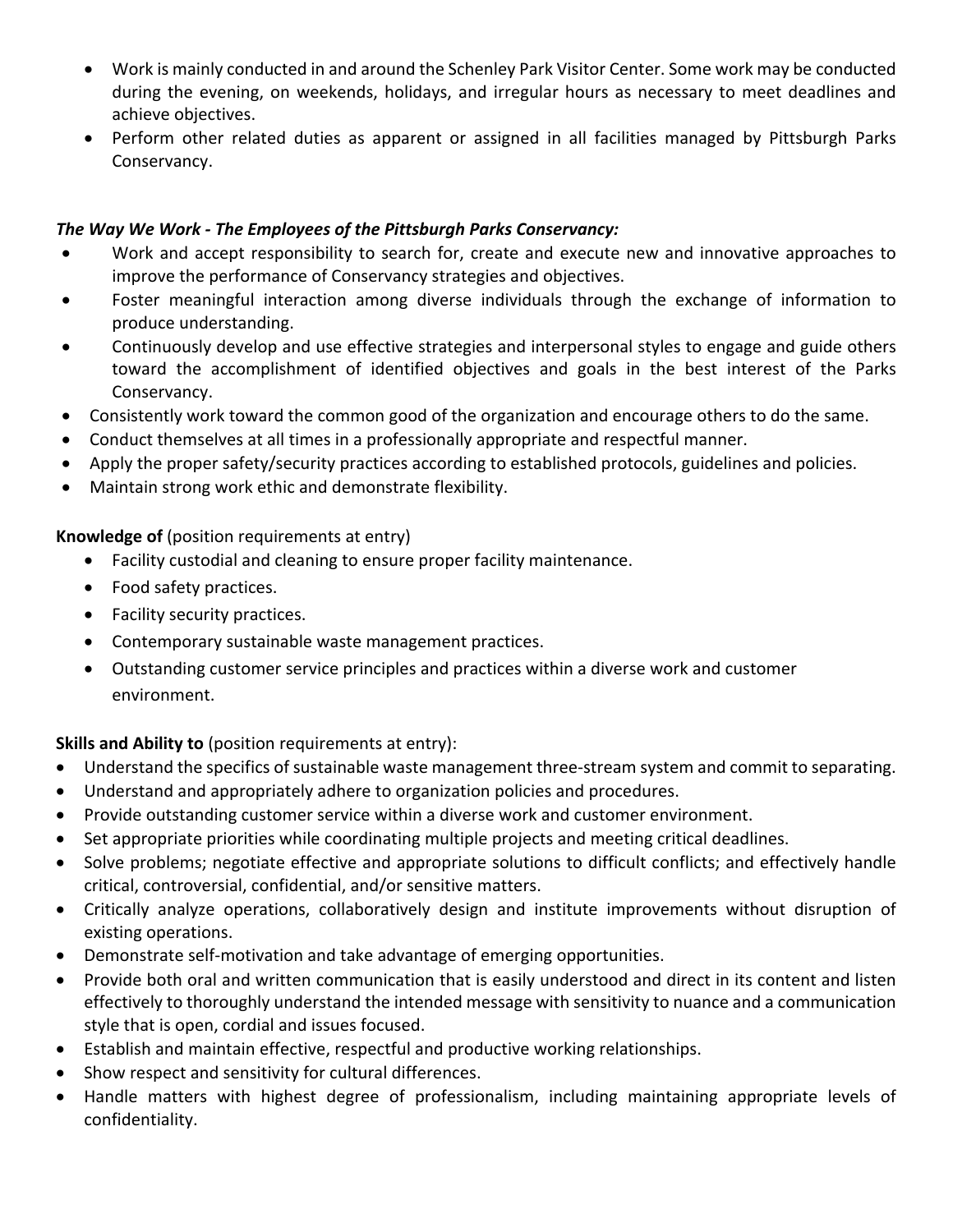- Work is mainly conducted in and around the Schenley Park Visitor Center. Some work may be conducted during the evening, on weekends, holidays, and irregular hours as necessary to meet deadlines and achieve objectives.
- Perform other related duties as apparent or assigned in all facilities managed by Pittsburgh Parks Conservancy.

***The Way We Work - The Employees of the Pittsburgh Parks Conservancy:***

- Work and accept responsibility to search for, create and execute new and innovative approaches to improve the performance of Conservancy strategies and objectives.
- Foster meaningful interaction among diverse individuals through the exchange of information to produce understanding.
- Continuously develop and use effective strategies and interpersonal styles to engage and guide others toward the accomplishment of identified objectives and goals in the best interest of the Parks Conservancy.
- Consistently work toward the common good of the organization and encourage others to do the same.
- Conduct themselves at all times in a professionally appropriate and respectful manner.
- Apply the proper safety/security practices according to established protocols, guidelines and policies.
- Maintain strong work ethic and demonstrate flexibility.

**Knowledge of** (position requirements at entry)

- Facility custodial and cleaning to ensure proper facility maintenance.
- Food safety practices.
- Facility security practices.
- Contemporary sustainable waste management practices.
- Outstanding customer service principles and practices within a diverse work and customer environment.

**Skills and Ability to** (position requirements at entry):

- Understand the specifics of sustainable waste management three-stream system and commit to separating.
- Understand and appropriately adhere to organization policies and procedures.
- Provide outstanding customer service within a diverse work and customer environment.
- Set appropriate priorities while coordinating multiple projects and meeting critical deadlines.
- Solve problems; negotiate effective and appropriate solutions to difficult conflicts; and effectively handle critical, controversial, confidential, and/or sensitive matters.
- Critically analyze operations, collaboratively design and institute improvements without disruption of existing operations.
- Demonstrate self-motivation and take advantage of emerging opportunities.
- Provide both oral and written communication that is easily understood and direct in its content and listen effectively to thoroughly understand the intended message with sensitivity to nuance and a communication style that is open, cordial and issues focused.
- Establish and maintain effective, respectful and productive working relationships.
- Show respect and sensitivity for cultural differences.
- Handle matters with highest degree of professionalism, including maintaining appropriate levels of confidentiality.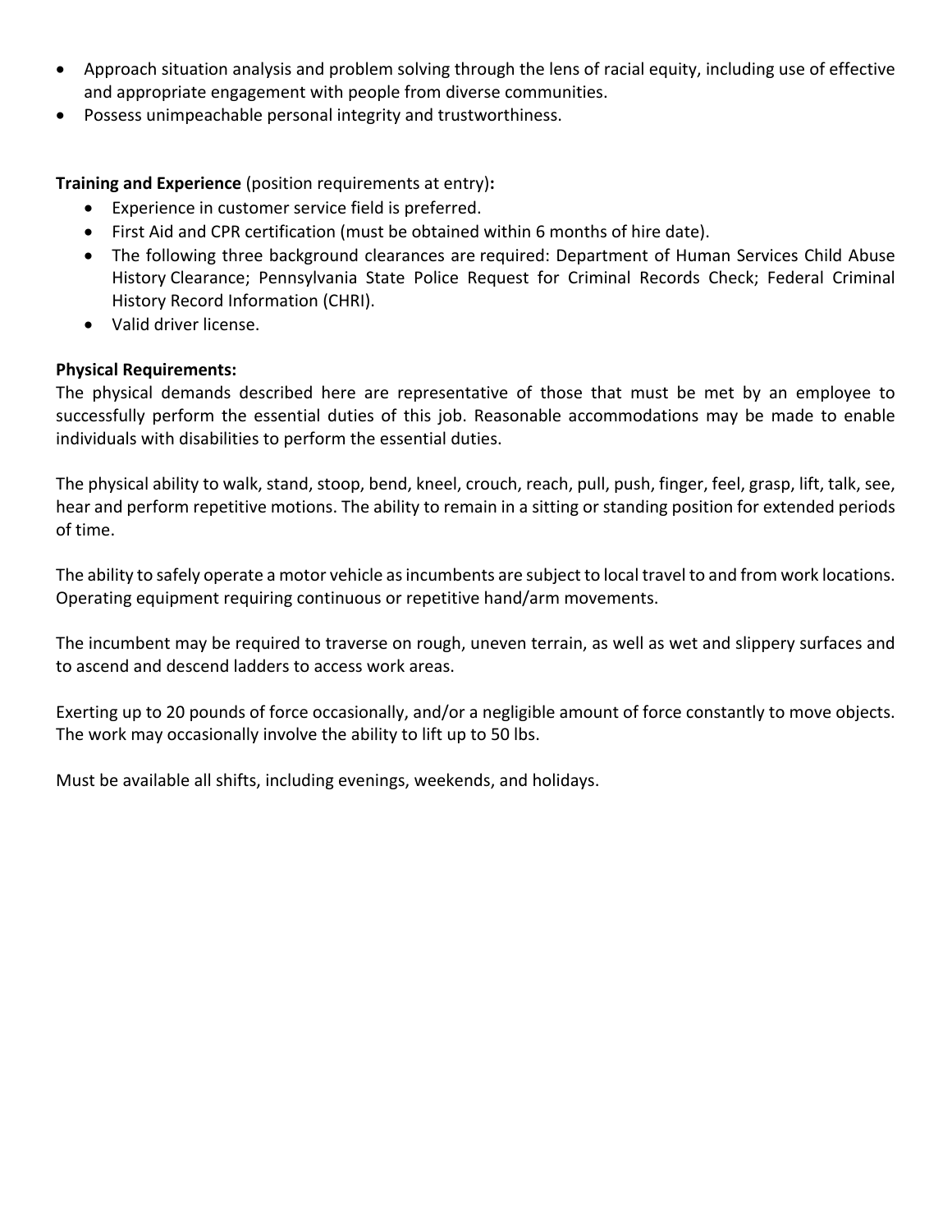- Approach situation analysis and problem solving through the lens of racial equity, including use of effective and appropriate engagement with people from diverse communities.
- Possess unimpeachable personal integrity and trustworthiness.

**Training and Experience** (position requirements at entry)**:**

- Experience in customer service field is preferred.
- First Aid and CPR certification (must be obtained within 6 months of hire date).
- The following three background clearances are required: Department of Human Services Child Abuse History Clearance; Pennsylvania State Police Request for Criminal Records Check; Federal Criminal History Record Information (CHRI).
- Valid driver license.

**Physical Requirements:**

The physical demands described here are representative of those that must be met by an employee to successfully perform the essential duties of this job. Reasonable accommodations may be made to enable individuals with disabilities to perform the essential duties.

The physical ability to walk, stand, stoop, bend, kneel, crouch, reach, pull, push, finger, feel, grasp, lift, talk, see, hear and perform repetitive motions. The ability to remain in a sitting or standing position for extended periods of time.

The ability to safely operate a motor vehicle as incumbents are subject to local travel to and from work locations. Operating equipment requiring continuous or repetitive hand/arm movements.

The incumbent may be required to traverse on rough, uneven terrain, as well as wet and slippery surfaces and to ascend and descend ladders to access work areas.

Exerting up to 20 pounds of force occasionally, and/or a negligible amount of force constantly to move objects. The work may occasionally involve the ability to lift up to 50 lbs.

Must be available all shifts, including evenings, weekends, and holidays.